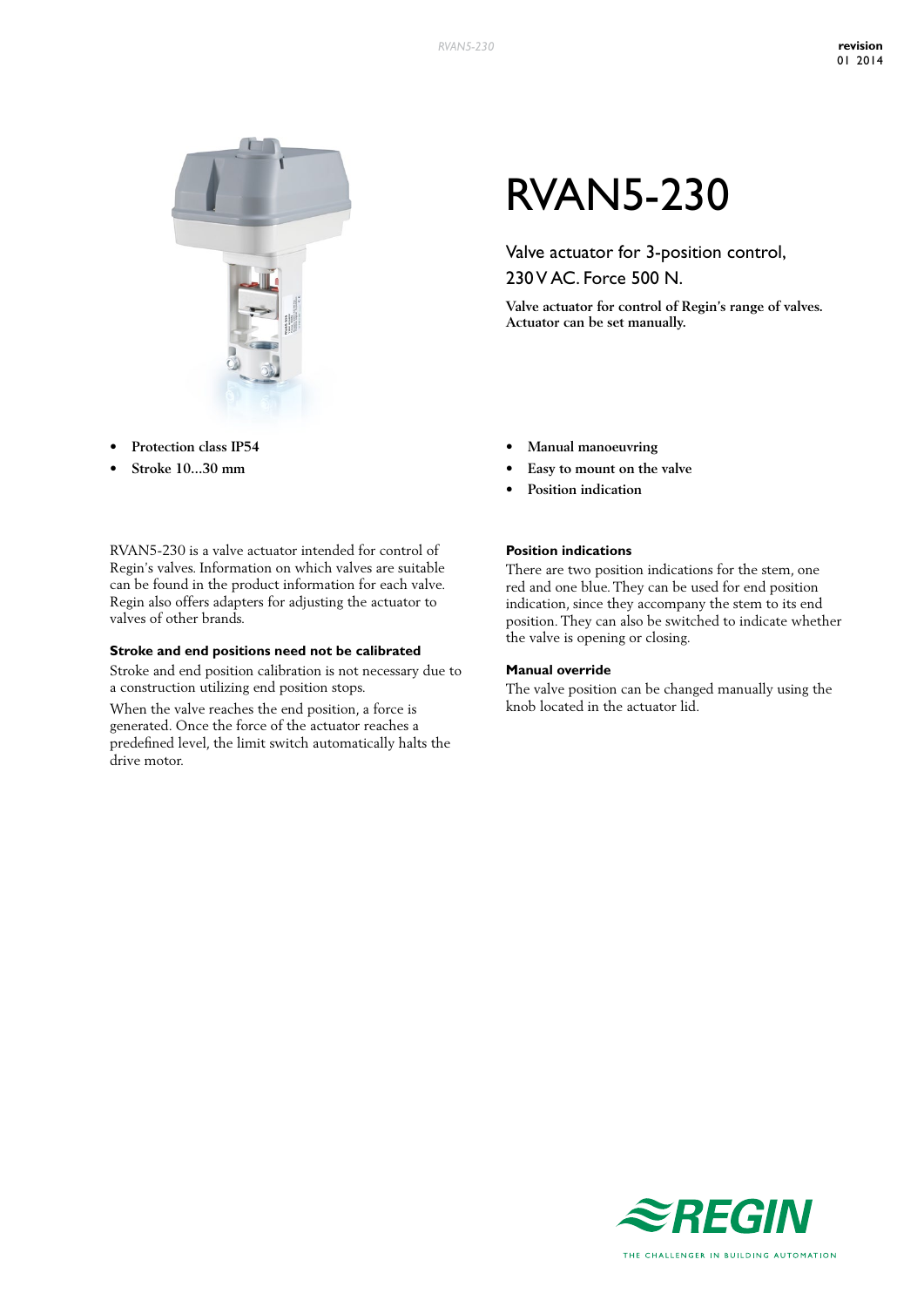# RVAN5-230

Valve actuator for 3-position control, 230 V AC. Force 500 N.

**Valve actuator for control of Regin's range of valves. Actuator can be set manually.**

- **Protection class IP54**
- **Stroke 10...30 mm**
- **Manual manoeuvring**
- **Easy to mount on the valve**
- **Position indication**

RVAN5-230 is a valve actuator intended for control of Regin's valves. Information on which valves are suitable can be found in the product information for each valve. Regin also offers adapters for adjusting the actuator to valves of other brands.

### Stroke and end positions need not be calibrated

Stroke and end position calibration is not necessary due to a construction utilizing end position stops.

When the valve reaches the end position, a force is generated. Once the force of the actuator reaches a predefined level, the limit switch automatically halts the drive motor.

### Position indications

There are two position indications for the stem, one red and one blue. They can be used for end position indication, since they accompany the stem to its end position. They can also be switched to indicate whether the valve is opening or closing.

### Manual override

The valve position can be changed manually using the knob located in the actuator lid.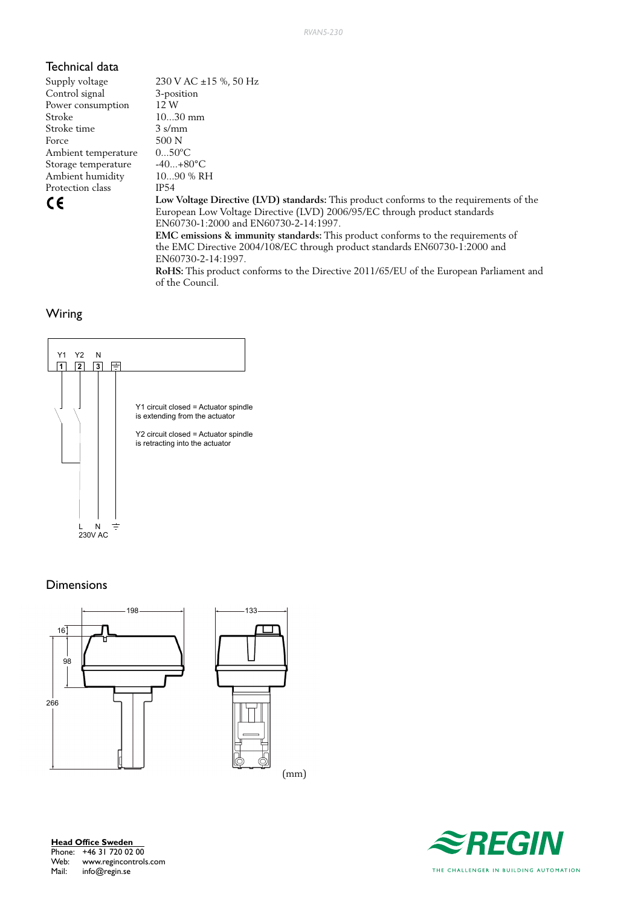## Technical data

| | |
|---|---|
| Supply voltage | 230 V AC ±15 %, 50 Hz |
| Control signal | 3-position |
| Power consumption | 12 W |
| Stroke | 10...30 mm |
| Stroke time | 3 s/mm |
| Force | 500 N |
| Ambient temperature | 0...50°C |
| Storage temperature | -40...+80°C |
| Ambient humidity | 10...90 % RH |
| Protection class | IP54 |

CE

**Low Voltage Directive (LVD) standards:** This product conforms to the requirements of the European Low Voltage Directive (LVD) 2006/95/EC through product standards EN60730-1:2000 and EN60730-2-14:1997.

**EMC emissions & immunity standards:** This product conforms to the requirements of the EMC Directive 2004/108/EC through product standards EN60730-1:2000 and EN60730-2-14:1997.

**RoHS:** This product conforms to the Directive 2011/65/EU of the European Parliament and of the Council.

## Wiring

Y1 Y2 N

1 2 3

Y1 circuit closed = Actuator spindle is extending from the actuator

Y2 circuit closed = Actuator spindle is retracting into the actuator

L N

230V AC

## Dimensions

198

16

98

266

133

(mm)

**Head Office Sweden**
Phone: +46 31 720 02 00
Web: www.regincontrols.com
Mail: info@regin.se

REGIN
THE CHALLENGER IN BUILDING AUTOMATION